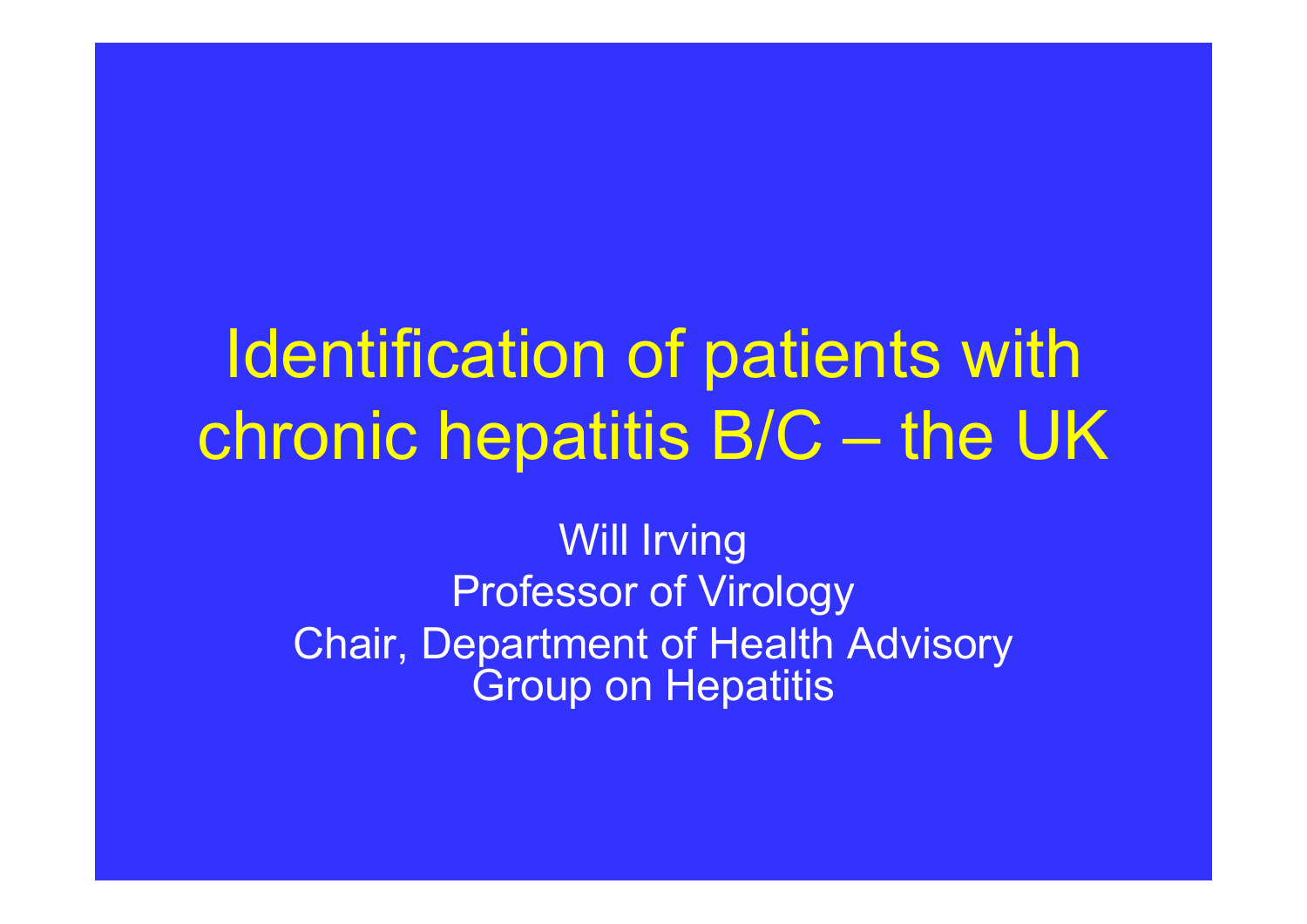# Identification of patients with chronic hepatitis B/C – the UK

Will Irving

Professor of Virology

Chair, Department of Health Advisory Group on Hepatitis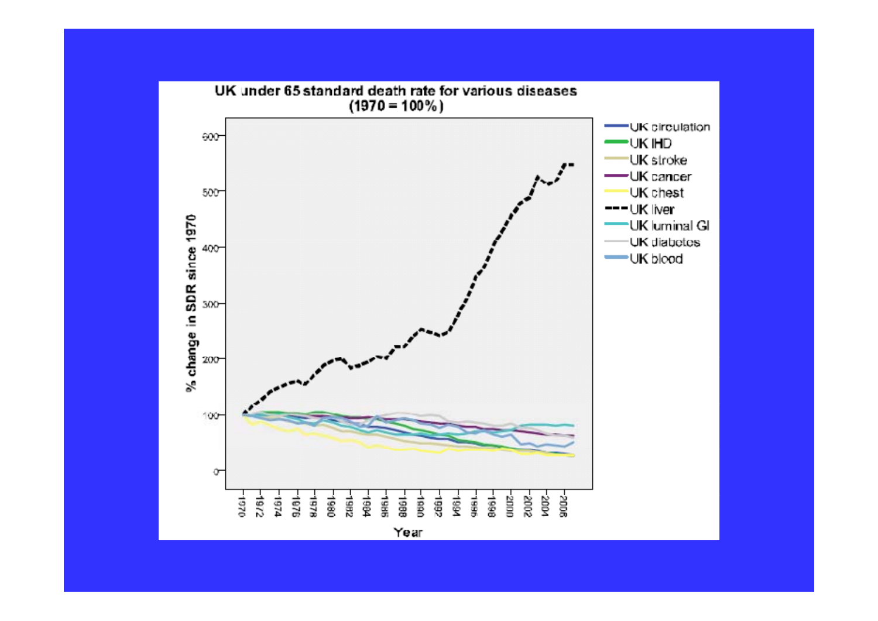## UK under 65 standard death rate for various diseases (1970 = 100%)

Legend: UK circulation, UK IHD, UK stroke, UK cancer, UK chest, UK liver, UK luminal GI, UK diabetes, UK blood

Y-axis: % change in SDR since 1970 (0, 100, 200, 300, 400, 500, 600)

X-axis: Year (1970, 1972, 1974, 1976, 1978, 1980, 1982, 1984, 1986, 1988, 1990, 1992, 1994, 1996, 1998, 2000, 2002, 2004, 2006)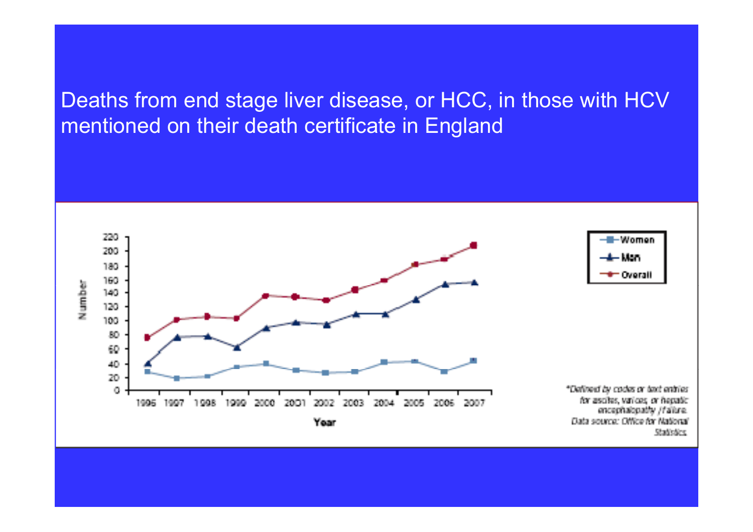# Deaths from end stage liver disease, or HCC, in those with HCV mentioned on their death certificate in England

*Defined by codes or text entries for ascites, varices, or hepatic encephalopathy / failure. Data source: Office for National Statistics.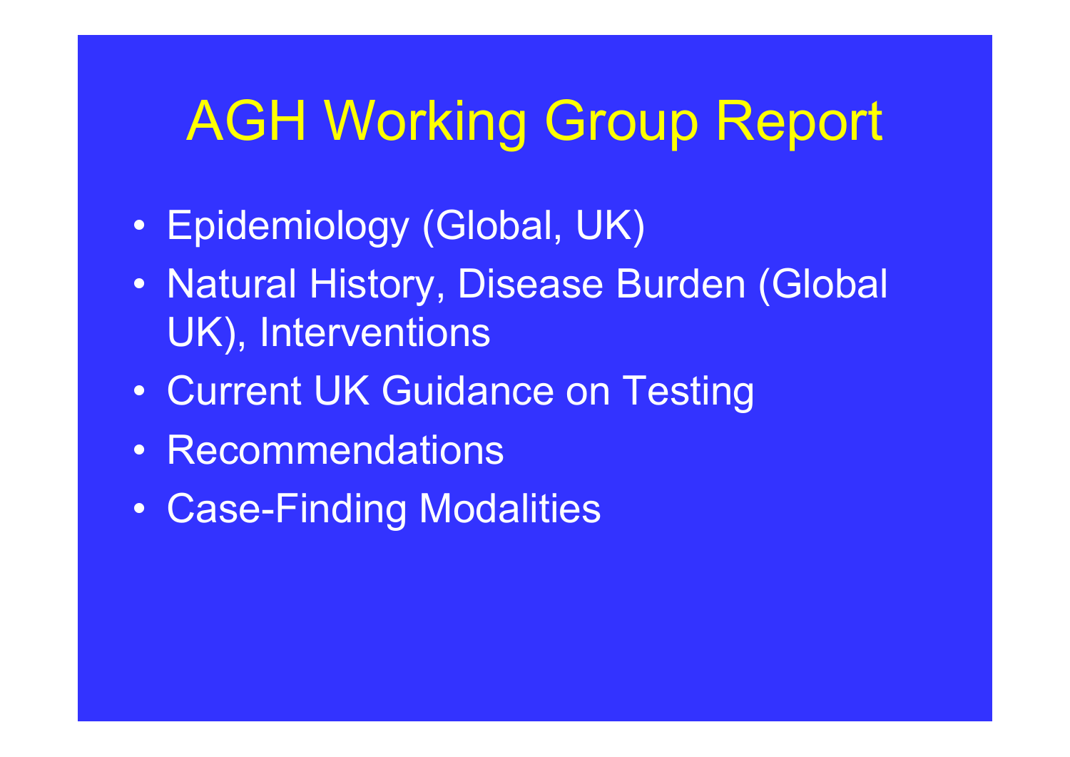# AGH Working Group Report

- Epidemiology (Global, UK)
- Natural History, Disease Burden (Global UK), Interventions
- Current UK Guidance on Testing
- Recommendations
- Case-Finding Modalities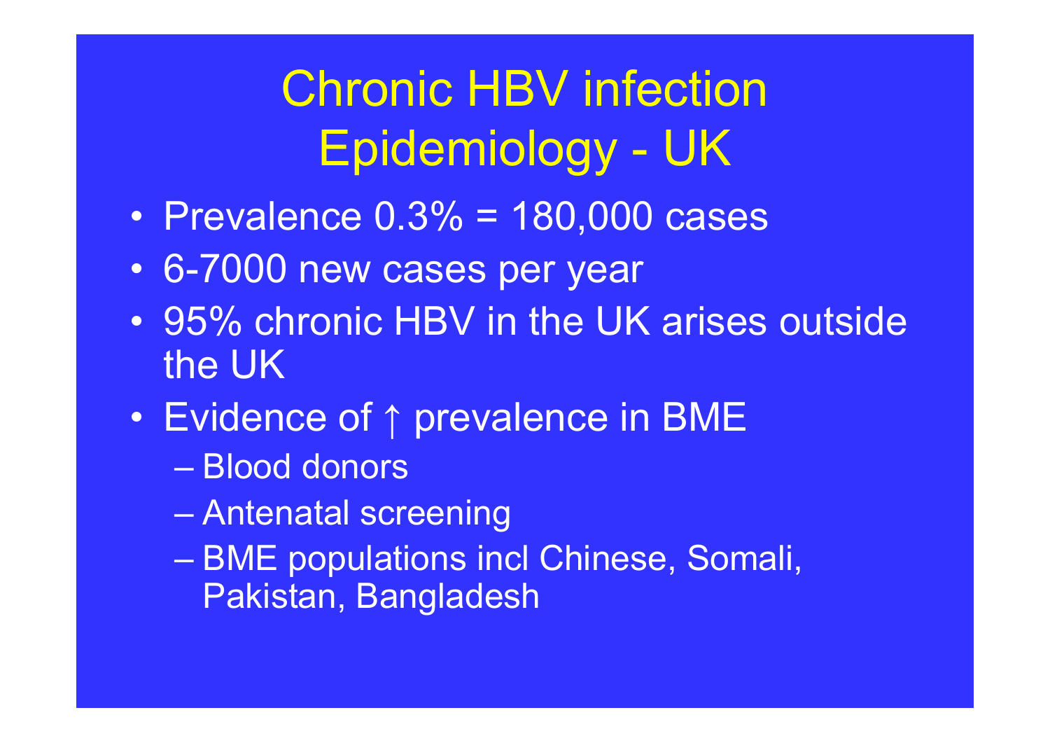# Chronic HBV infection Epidemiology - UK

- Prevalence 0.3% = 180,000 cases
- 6-7000 new cases per year
- 95% chronic HBV in the UK arises outside the UK
- Evidence of ↑ prevalence in BME
  - Blood donors
  - Antenatal screening
  - BME populations incl Chinese, Somali, Pakistan, Bangladesh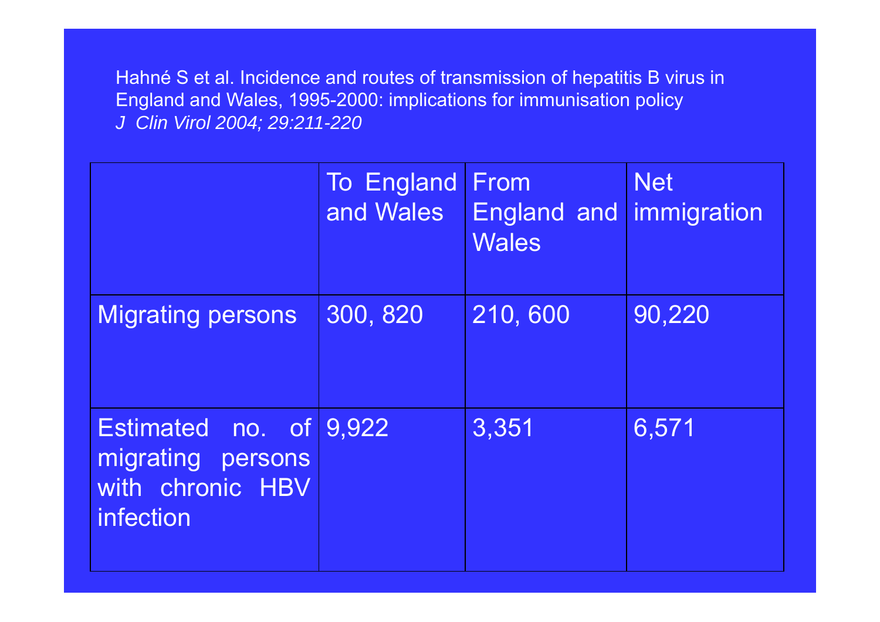Hahné S et al. Incidence and routes of transmission of hepatitis B virus in England and Wales, 1995-2000: implications for immunisation policy
*J Clin Virol 2004; 29:211-220*

| | To England and Wales | From England and Wales | Net immigration |
|---|---|---|---|
| Migrating persons | 300, 820 | 210, 600 | 90,220 |
| Estimated no. of migrating persons with chronic HBV infection | 9,922 | 3,351 | 6,571 |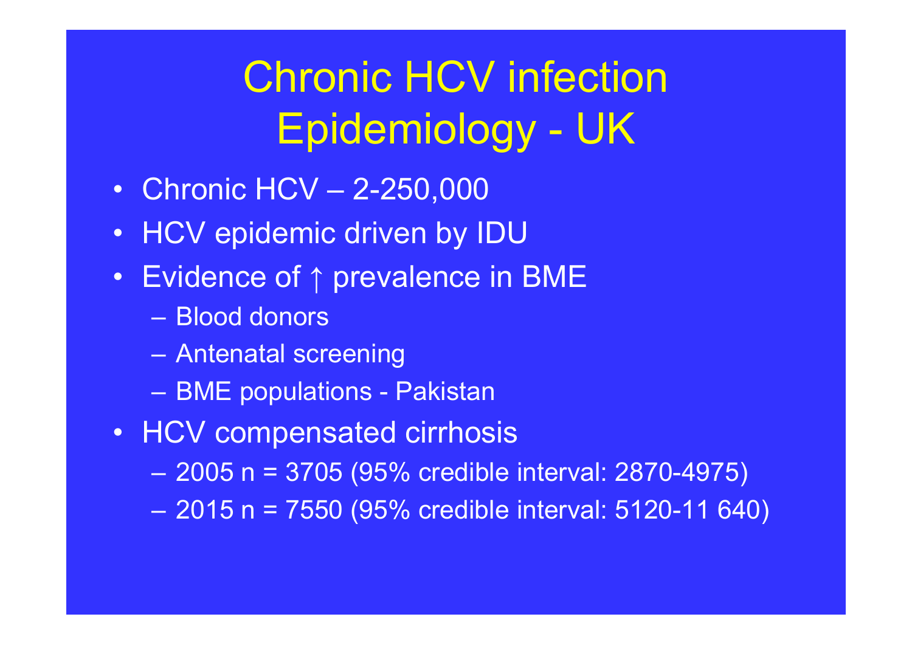# Chronic HCV infection Epidemiology - UK

- Chronic HCV – 2-250,000
- HCV epidemic driven by IDU
- Evidence of ↑ prevalence in BME
  - Blood donors
  - Antenatal screening
  - BME populations - Pakistan
- HCV compensated cirrhosis
  - 2005 n = 3705 (95% credible interval: 2870-4975)
  - 2015 n = 7550 (95% credible interval: 5120-11 640)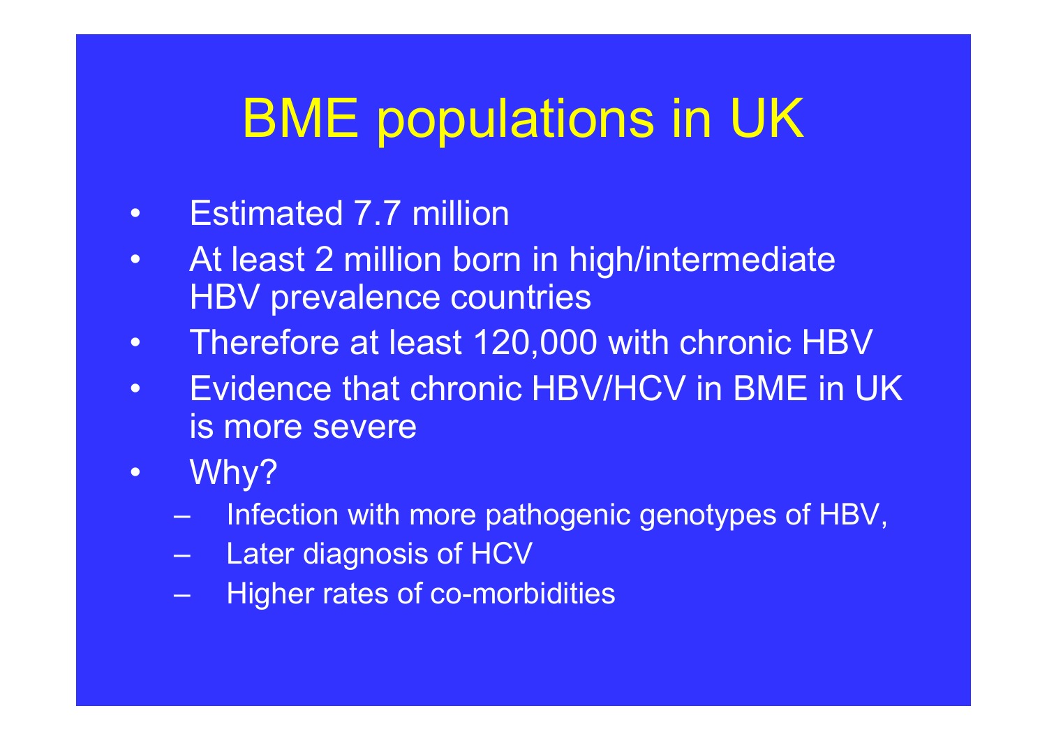# BME populations in UK

- Estimated 7.7 million
- At least 2 million born in high/intermediate HBV prevalence countries
- Therefore at least 120,000 with chronic HBV
- Evidence that chronic HBV/HCV in BME in UK is more severe
- Why?
  - Infection with more pathogenic genotypes of HBV,
  - Later diagnosis of HCV
  - Higher rates of co-morbidities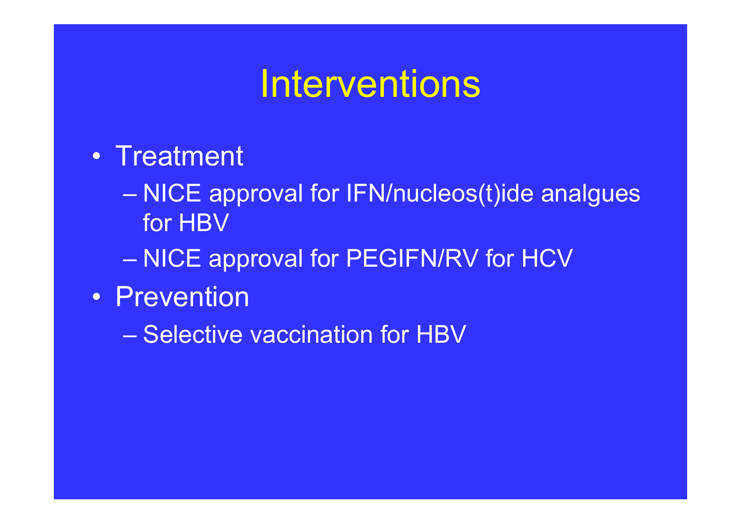# Interventions

- Treatment
  - NICE approval for IFN/nucleos(t)ide analgues for HBV
  - NICE approval for PEGIFN/RV for HCV
- Prevention
  - Selective vaccination for HBV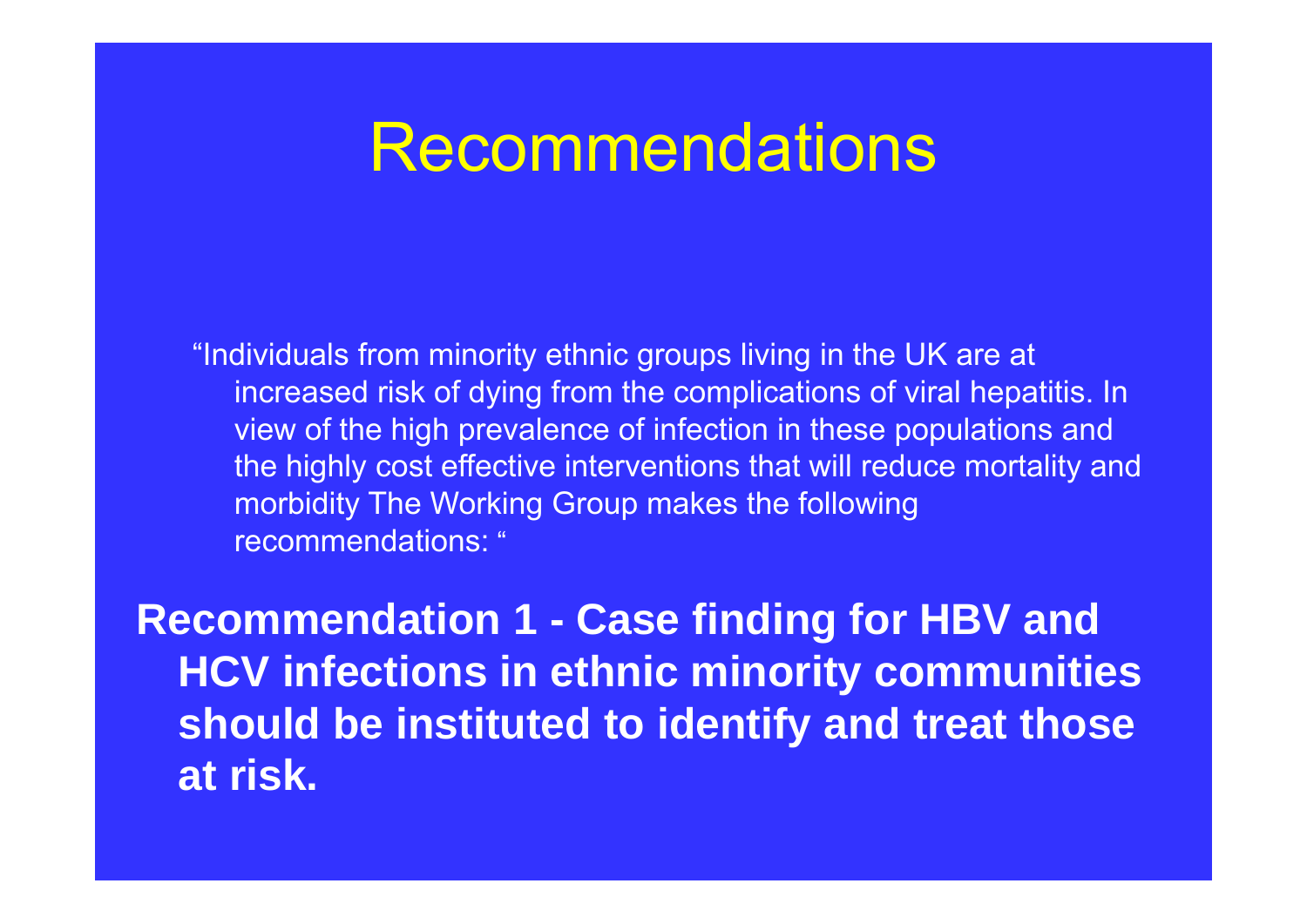# Recommendations

"Individuals from minority ethnic groups living in the UK are at increased risk of dying from the complications of viral hepatitis. In view of the high prevalence of infection in these populations and the highly cost effective interventions that will reduce mortality and morbidity The Working Group makes the following recommendations: "

**Recommendation 1 - Case finding for HBV and HCV infections in ethnic minority communities should be instituted to identify and treat those at risk.**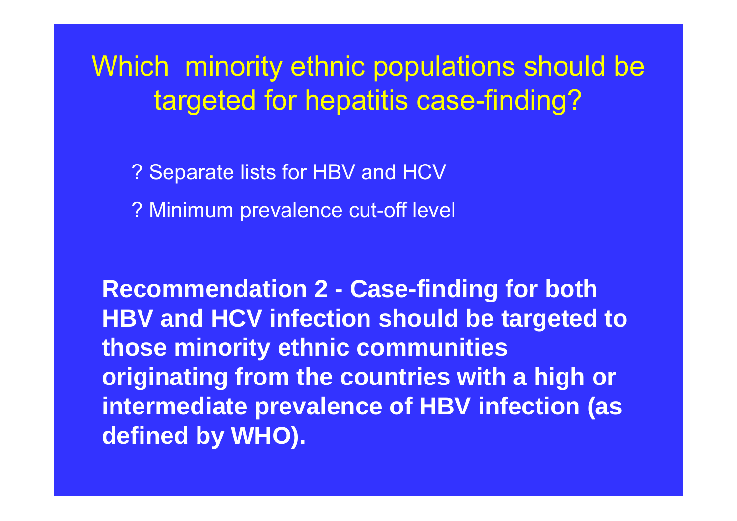# Which minority ethnic populations should be targeted for hepatitis case-finding?

? Separate lists for HBV and HCV

? Minimum prevalence cut-off level

**Recommendation 2 - Case-finding for both HBV and HCV infection should be targeted to those minority ethnic communities originating from the countries with a high or intermediate prevalence of HBV infection (as defined by WHO).**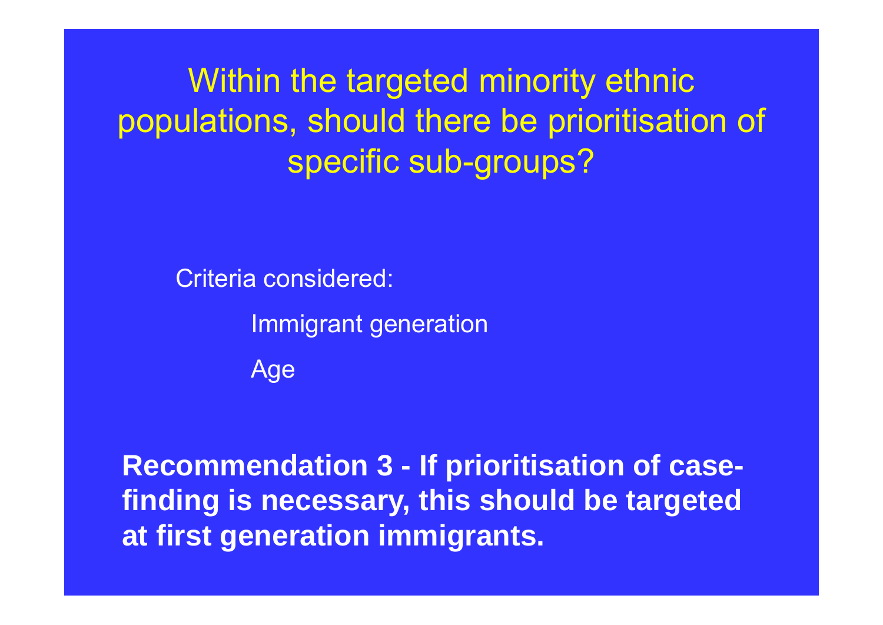# Within the targeted minority ethnic populations, should there be prioritisation of specific sub-groups?

Criteria considered:

- Immigrant generation
- Age

**Recommendation 3 - If prioritisation of case-finding is necessary, this should be targeted at first generation immigrants.**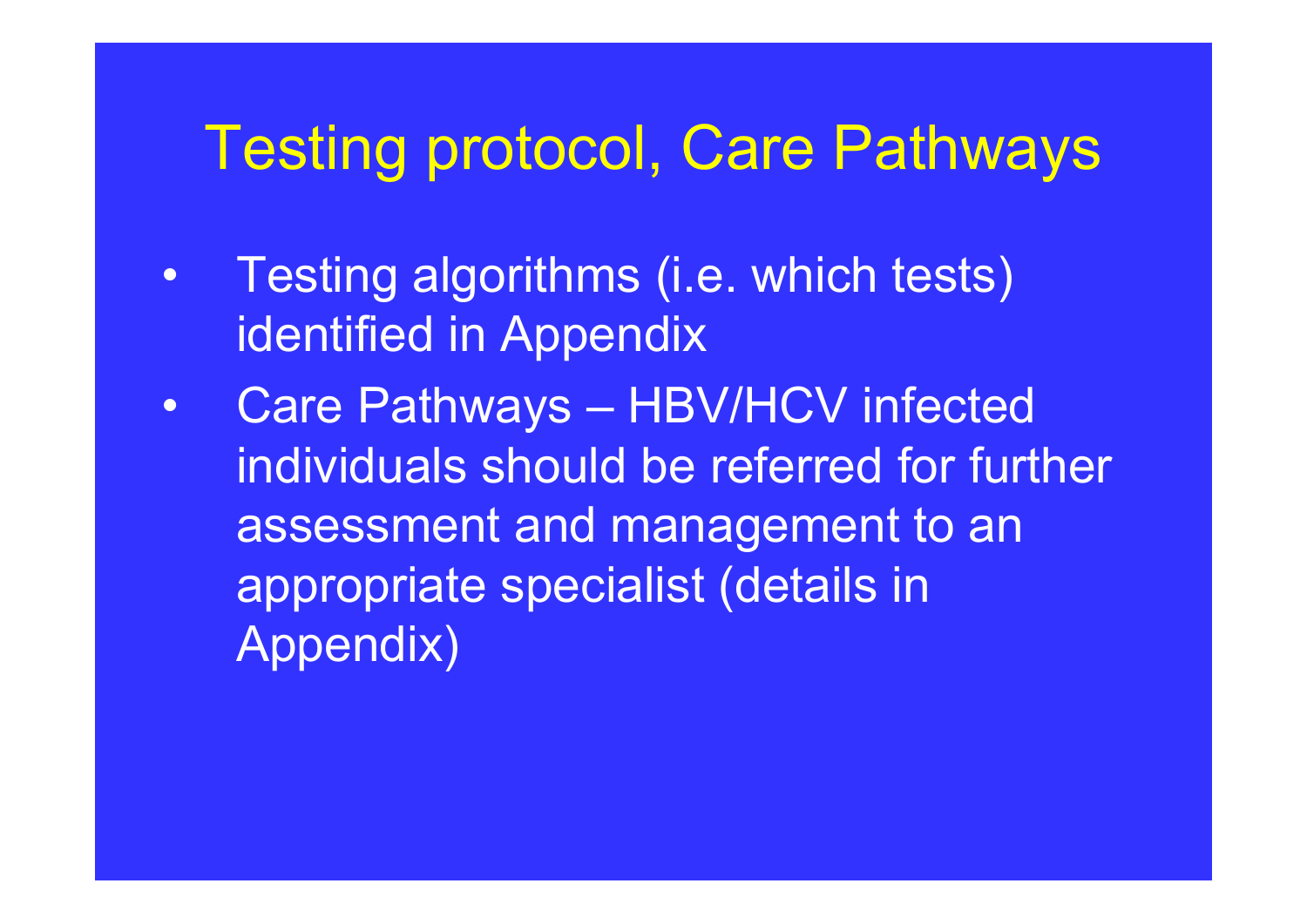# Testing protocol, Care Pathways

- Testing algorithms (i.e. which tests) identified in Appendix
- Care Pathways – HBV/HCV infected individuals should be referred for further assessment and management to an appropriate specialist (details in Appendix)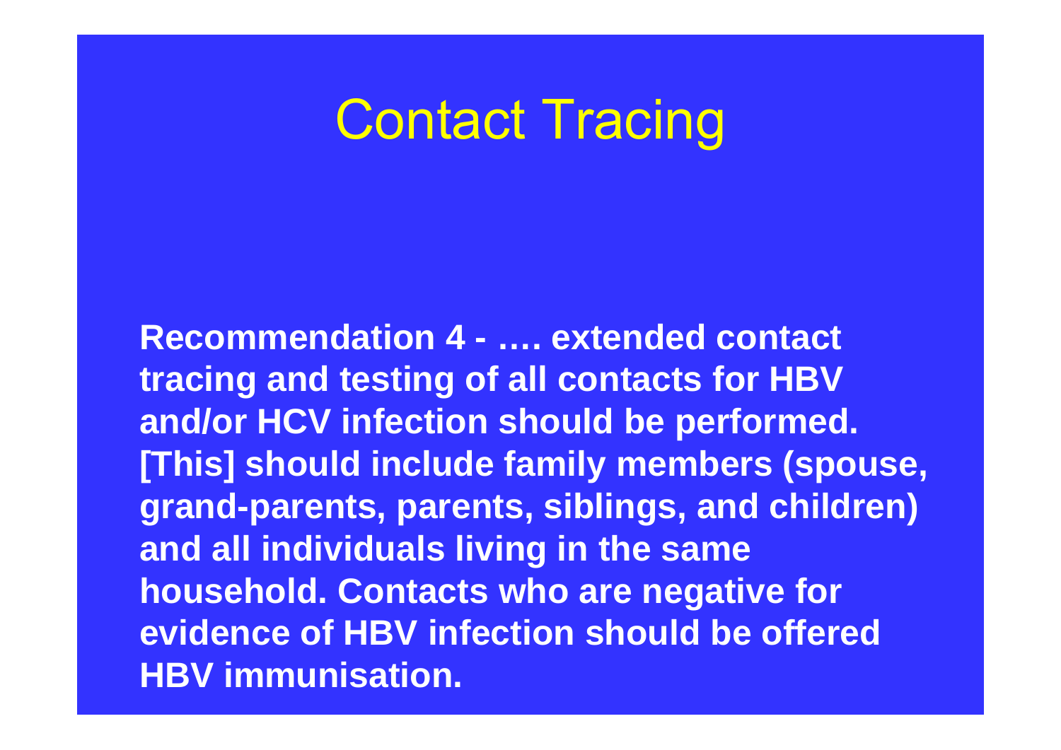# Contact Tracing

**Recommendation 4 - …. extended contact tracing and testing of all contacts for HBV and/or HCV infection should be performed. [This] should include family members (spouse, grand-parents, parents, siblings, and children) and all individuals living in the same household. Contacts who are negative for evidence of HBV infection should be offered HBV immunisation.**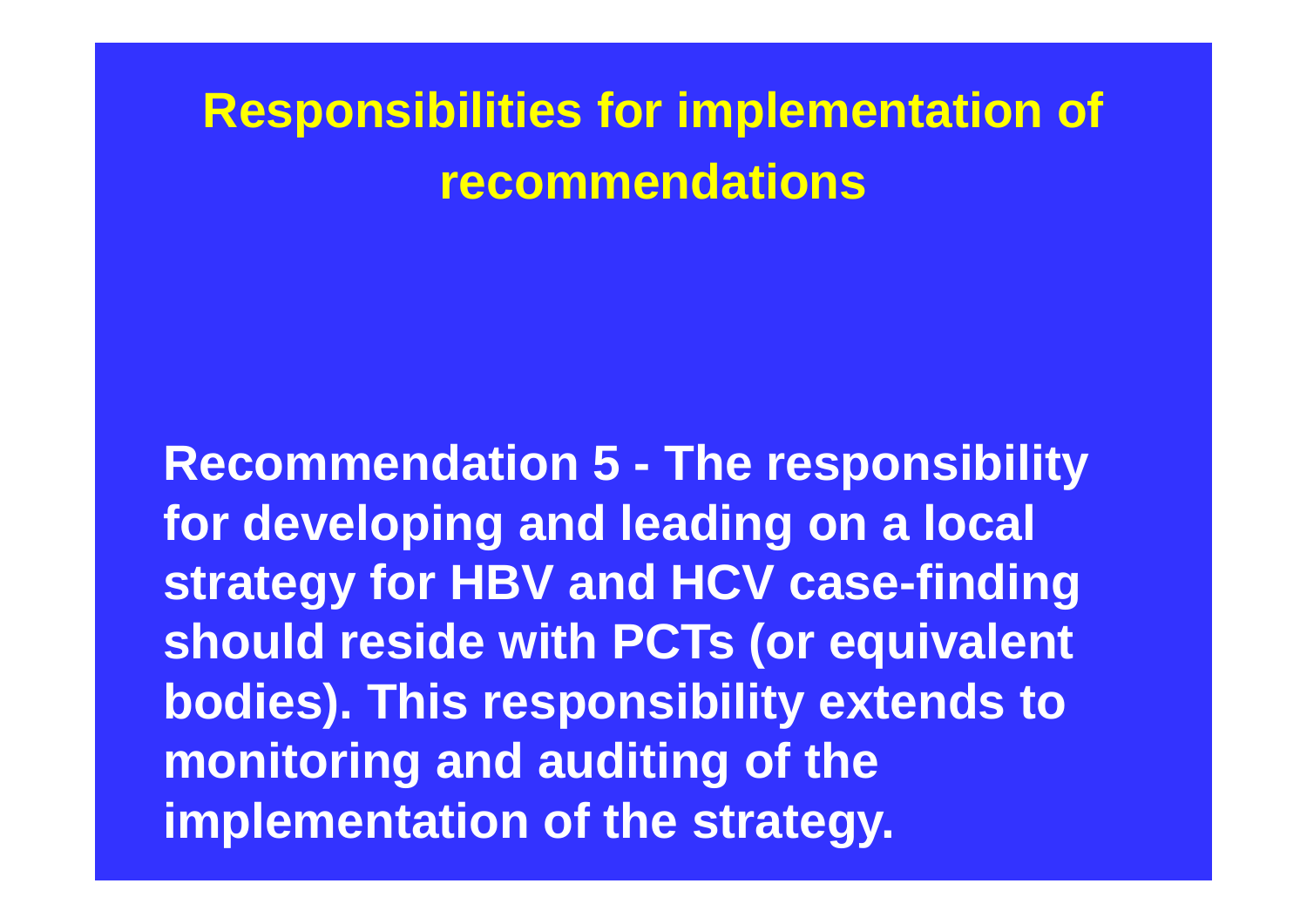# Responsibilities for implementation of recommendations

**Recommendation 5 - The responsibility for developing and leading on a local strategy for HBV and HCV case-finding should reside with PCTs (or equivalent bodies). This responsibility extends to monitoring and auditing of the implementation of the strategy.**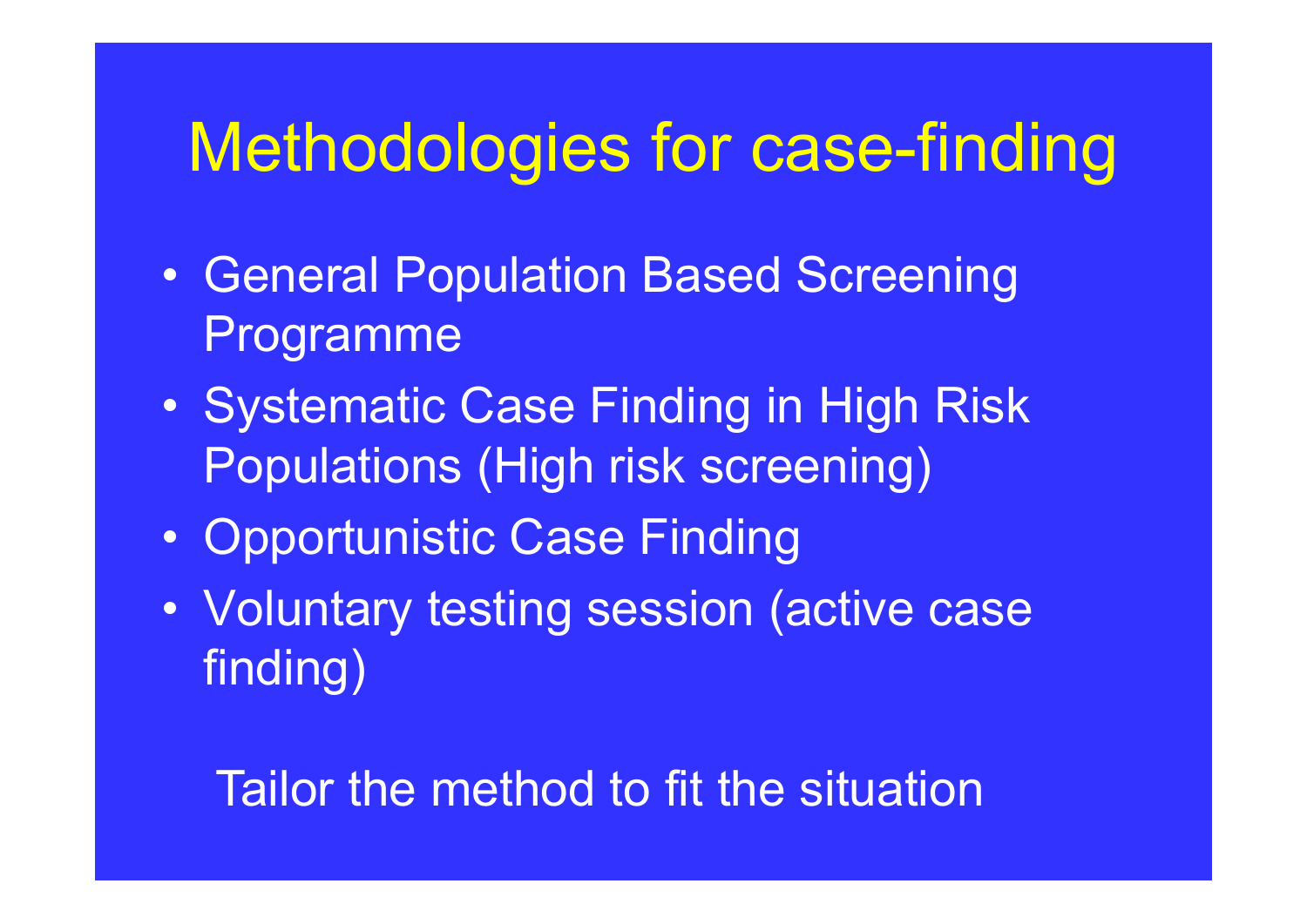# Methodologies for case-finding

- General Population Based Screening Programme
- Systematic Case Finding in High Risk Populations (High risk screening)
- Opportunistic Case Finding
- Voluntary testing session (active case finding)

Tailor the method to fit the situation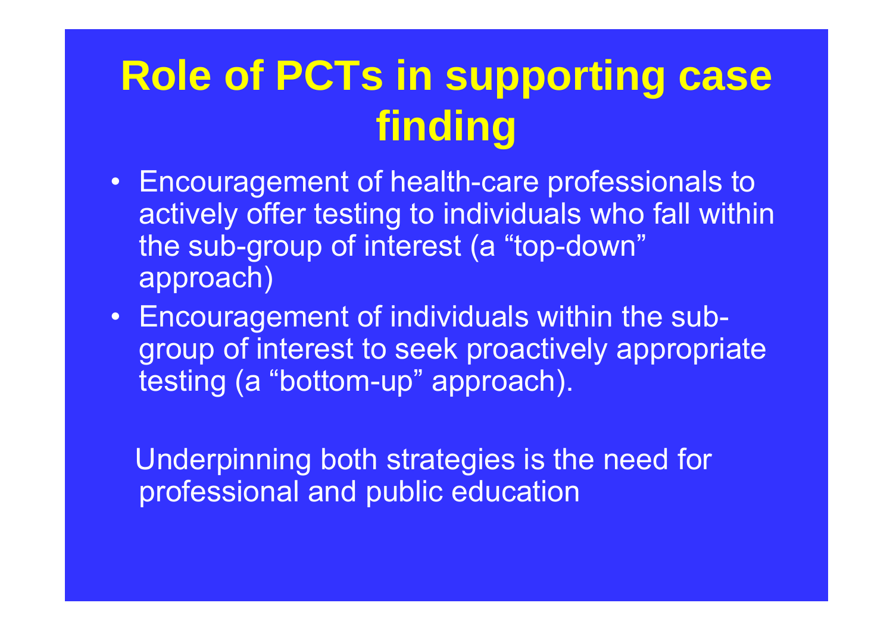# Role of PCTs in supporting case finding

- Encouragement of health-care professionals to actively offer testing to individuals who fall within the sub-group of interest (a “top-down” approach)
- Encouragement of individuals within the sub-group of interest to seek proactively appropriate testing (a “bottom-up” approach).

Underpinning both strategies is the need for professional and public education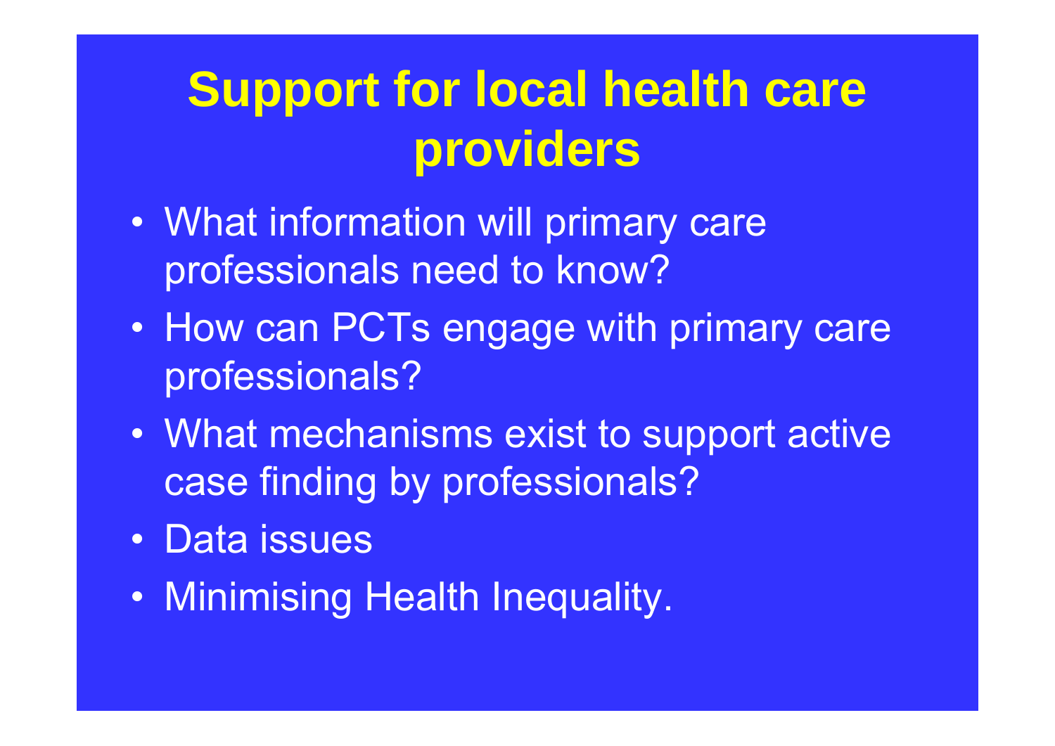# Support for local health care providers

- What information will primary care professionals need to know?
- How can PCTs engage with primary care professionals?
- What mechanisms exist to support active case finding by professionals?
- Data issues
- Minimising Health Inequality.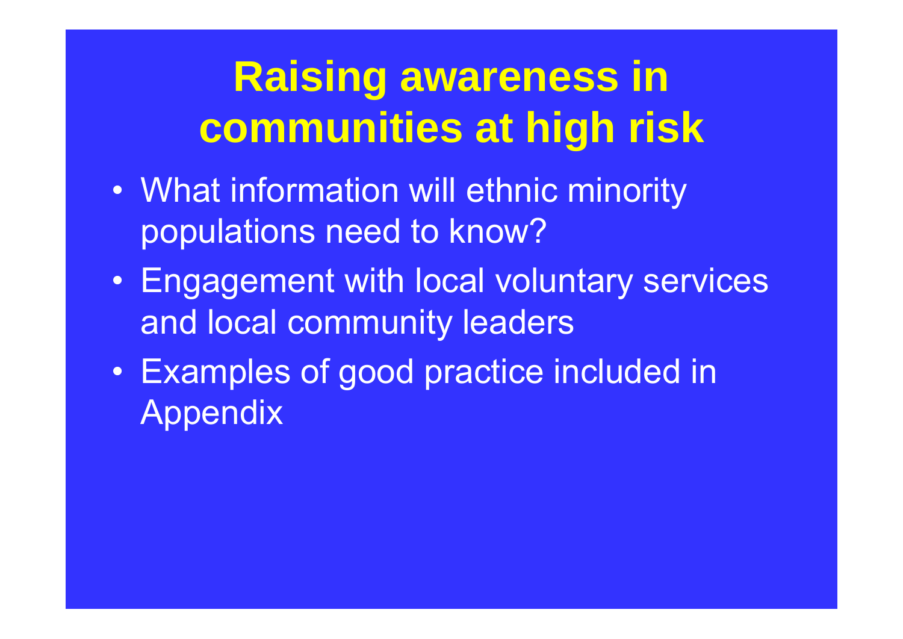# Raising awareness in communities at high risk

- What information will ethnic minority populations need to know?
- Engagement with local voluntary services and local community leaders
- Examples of good practice included in Appendix